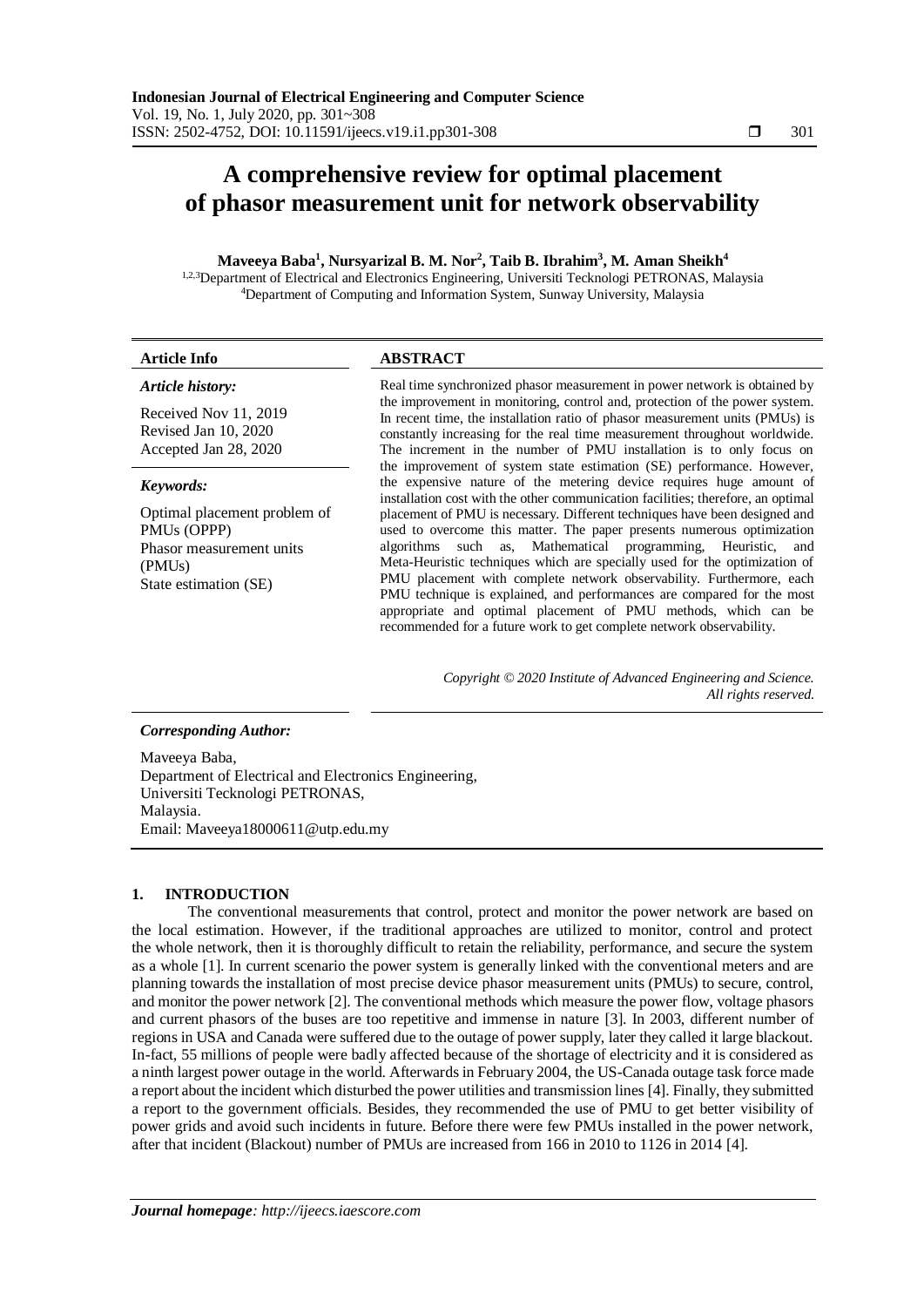# A comprehensive review for optimal placement of phasor measurement unit for network observability

**Maveeya Baba[1], Nursyarizal B. M. Nor[2], Taib B. Ibrahim[3], M. Aman Sheikh[4]**

[1,2,3]Department of Electrical and Electronics Engineering, Universiti Tecknologi PETRONAS, Malaysia
[4]Department of Computing and Information System, Sunway University, Malaysia

**Article Info**

*Article history:*

Received Nov 11, 2019
Revised Jan 10, 2020
Accepted Jan 28, 2020

*Keywords:*

Optimal placement problem of PMUs (OPPP)
Phasor measurement units (PMUs)
State estimation (SE)

**ABSTRACT**

Real time synchronized phasor measurement in power network is obtained by the improvement in monitoring, control and, protection of the power system. In recent time, the installation ratio of phasor measurement units (PMUs) is constantly increasing for the real time measurement throughout worldwide. The increment in the number of PMU installation is to only focus on the improvement of system state estimation (SE) performance. However, the expensive nature of the metering device requires huge amount of installation cost with the other communication facilities; therefore, an optimal placement of PMU is necessary. Different techniques have been designed and used to overcome this matter. The paper presents numerous optimization algorithms such as, Mathematical programming, Heuristic, and Meta-Heuristic techniques which are specially used for the optimization of PMU placement with complete network observability. Furthermore, each PMU technique is explained, and performances are compared for the most appropriate and optimal placement of PMU methods, which can be recommended for a future work to get complete network observability.

*Copyright © 2020 Institute of Advanced Engineering and Science. All rights reserved.*

***Corresponding Author:***

Maveeya Baba,
Department of Electrical and Electronics Engineering,
Universiti Tecknologi PETRONAS,
Malaysia.
Email: Maveeya18000611@utp.edu.my

## 1. INTRODUCTION

The conventional measurements that control, protect and monitor the power network are based on the local estimation. However, if the traditional approaches are utilized to monitor, control and protect the whole network, then it is thoroughly difficult to retain the reliability, performance, and secure the system as a whole [1]. In current scenario the power system is generally linked with the conventional meters and are planning towards the installation of most precise device phasor measurement units (PMUs) to secure, control, and monitor the power network [2]. The conventional methods which measure the power flow, voltage phasors and current phasors of the buses are too repetitive and immense in nature [3]. In 2003, different number of regions in USA and Canada were suffered due to the outage of power supply, later they called it large blackout. In-fact, 55 millions of people were badly affected because of the shortage of electricity and it is considered as a ninth largest power outage in the world. Afterwards in February 2004, the US-Canada outage task force made a report about the incident which disturbed the power utilities and transmission lines [4]. Finally, they submitted a report to the government officials. Besides, they recommended the use of PMU to get better visibility of power grids and avoid such incidents in future. Before there were few PMUs installed in the power network, after that incident (Blackout) number of PMUs are increased from 166 in 2010 to 1126 in 2014 [4].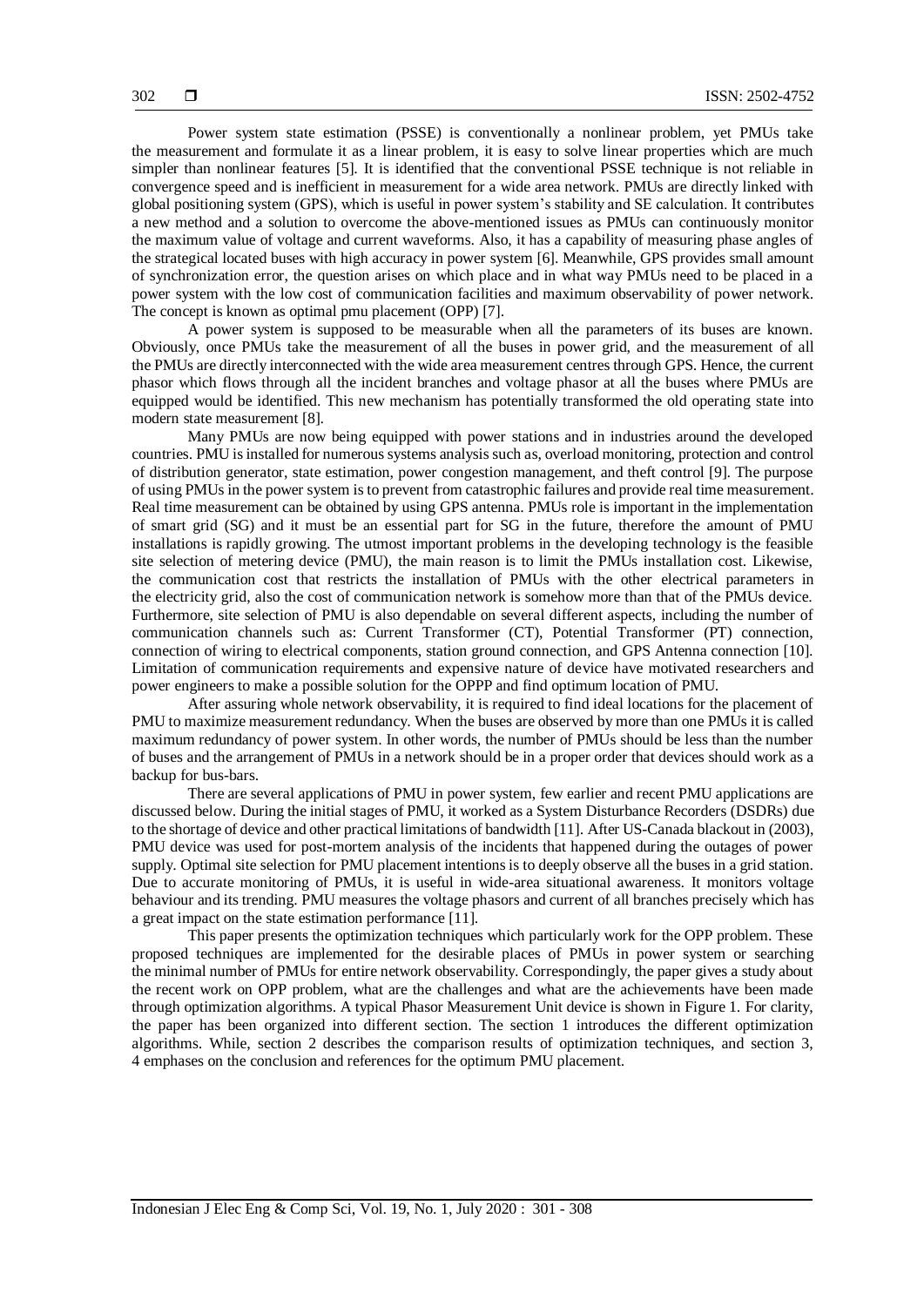Power system state estimation (PSSE) is conventionally a nonlinear problem, yet PMUs take the measurement and formulate it as a linear problem, it is easy to solve linear properties which are much simpler than nonlinear features [5]. It is identified that the conventional PSSE technique is not reliable in convergence speed and is inefficient in measurement for a wide area network. PMUs are directly linked with global positioning system (GPS), which is useful in power system's stability and SE calculation. It contributes a new method and a solution to overcome the above-mentioned issues as PMUs can continuously monitor the maximum value of voltage and current waveforms. Also, it has a capability of measuring phase angles of the strategical located buses with high accuracy in power system [6]. Meanwhile, GPS provides small amount of synchronization error, the question arises on which place and in what way PMUs need to be placed in a power system with the low cost of communication facilities and maximum observability of power network. The concept is known as optimal pmu placement (OPP) [7].

A power system is supposed to be measurable when all the parameters of its buses are known. Obviously, once PMUs take the measurement of all the buses in power grid, and the measurement of all the PMUs are directly interconnected with the wide area measurement centres through GPS. Hence, the current phasor which flows through all the incident branches and voltage phasor at all the buses where PMUs are equipped would be identified. This new mechanism has potentially transformed the old operating state into modern state measurement [8].

Many PMUs are now being equipped with power stations and in industries around the developed countries. PMU is installed for numerous systems analysis such as, overload monitoring, protection and control of distribution generator, state estimation, power congestion management, and theft control [9]. The purpose of using PMUs in the power system is to prevent from catastrophic failures and provide real time measurement. Real time measurement can be obtained by using GPS antenna. PMUs role is important in the implementation of smart grid (SG) and it must be an essential part for SG in the future, therefore the amount of PMU installations is rapidly growing. The utmost important problems in the developing technology is the feasible site selection of metering device (PMU), the main reason is to limit the PMUs installation cost. Likewise, the communication cost that restricts the installation of PMUs with the other electrical parameters in the electricity grid, also the cost of communication network is somehow more than that of the PMUs device. Furthermore, site selection of PMU is also dependable on several different aspects, including the number of communication channels such as: Current Transformer (CT), Potential Transformer (PT) connection, connection of wiring to electrical components, station ground connection, and GPS Antenna connection [10]. Limitation of communication requirements and expensive nature of device have motivated researchers and power engineers to make a possible solution for the OPPP and find optimum location of PMU.

After assuring whole network observability, it is required to find ideal locations for the placement of PMU to maximize measurement redundancy. When the buses are observed by more than one PMUs it is called maximum redundancy of power system. In other words, the number of PMUs should be less than the number of buses and the arrangement of PMUs in a network should be in a proper order that devices should work as a backup for bus-bars.

There are several applications of PMU in power system, few earlier and recent PMU applications are discussed below. During the initial stages of PMU, it worked as a System Disturbance Recorders (DSDRs) due to the shortage of device and other practical limitations of bandwidth [11]. After US-Canada blackout in (2003), PMU device was used for post-mortem analysis of the incidents that happened during the outages of power supply. Optimal site selection for PMU placement intentions is to deeply observe all the buses in a grid station. Due to accurate monitoring of PMUs, it is useful in wide-area situational awareness. It monitors voltage behaviour and its trending. PMU measures the voltage phasors and current of all branches precisely which has a great impact on the state estimation performance [11].

This paper presents the optimization techniques which particularly work for the OPP problem. These proposed techniques are implemented for the desirable places of PMUs in power system or searching the minimal number of PMUs for entire network observability. Correspondingly, the paper gives a study about the recent work on OPP problem, what are the challenges and what are the achievements have been made through optimization algorithms. A typical Phasor Measurement Unit device is shown in Figure 1. For clarity, the paper has been organized into different section. The section 1 introduces the different optimization algorithms. While, section 2 describes the comparison results of optimization techniques, and section 3, 4 emphases on the conclusion and references for the optimum PMU placement.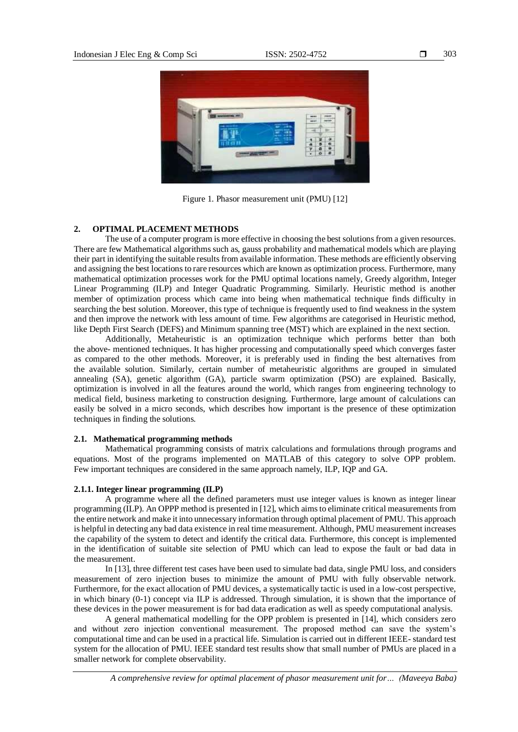Figure 1. Phasor measurement unit (PMU) [12]

## 2. OPTIMAL PLACEMENT METHODS

The use of a computer program is more effective in choosing the best solutions from a given resources. There are few Mathematical algorithms such as, gauss probability and mathematical models which are playing their part in identifying the suitable results from available information. These methods are efficiently observing and assigning the best locations to rare resources which are known as optimization process. Furthermore, many mathematical optimization processes work for the PMU optimal locations namely, Greedy algorithm, Integer Linear Programming (ILP) and Integer Quadratic Programming. Similarly. Heuristic method is another member of optimization process which came into being when mathematical technique finds difficulty in searching the best solution. Moreover, this type of technique is frequently used to find weakness in the system and then improve the network with less amount of time. Few algorithms are categorised in Heuristic method, like Depth First Search (DEFS) and Minimum spanning tree (MST) which are explained in the next section.

Additionally, Metaheuristic is an optimization technique which performs better than both the above- mentioned techniques. It has higher processing and computationally speed which converges faster as compared to the other methods. Moreover, it is preferably used in finding the best alternatives from the available solution. Similarly, certain number of metaheuristic algorithms are grouped in simulated annealing (SA), genetic algorithm (GA), particle swarm optimization (PSO) are explained. Basically, optimization is involved in all the features around the world, which ranges from engineering technology to medical field, business marketing to construction designing. Furthermore, large amount of calculations can easily be solved in a micro seconds, which describes how important is the presence of these optimization techniques in finding the solutions.

### 2.1. Mathematical programming methods

Mathematical programming consists of matrix calculations and formulations through programs and equations. Most of the programs implemented on MATLAB of this category to solve OPP problem. Few important techniques are considered in the same approach namely, ILP, IQP and GA.

#### 2.1.1. Integer linear programming (ILP)

A programme where all the defined parameters must use integer values is known as integer linear programming (ILP). An OPPP method is presented in [12], which aims to eliminate critical measurements from the entire network and make it into unnecessary information through optimal placement of PMU. This approach is helpful in detecting any bad data existence in real time measurement. Although, PMU measurement increases the capability of the system to detect and identify the critical data. Furthermore, this concept is implemented in the identification of suitable site selection of PMU which can lead to expose the fault or bad data in the measurement.

In [13], three different test cases have been used to simulate bad data, single PMU loss, and considers measurement of zero injection buses to minimize the amount of PMU with fully observable network. Furthermore, for the exact allocation of PMU devices, a systematically tactic is used in a low-cost perspective, in which binary (0-1) concept via ILP is addressed. Through simulation, it is shown that the importance of these devices in the power measurement is for bad data eradication as well as speedy computational analysis.

A general mathematical modelling for the OPP problem is presented in [14], which considers zero and without zero injection conventional measurement. The proposed method can save the system's computational time and can be used in a practical life. Simulation is carried out in different IEEE- standard test system for the allocation of PMU. IEEE standard test results show that small number of PMUs are placed in a smaller network for complete observability.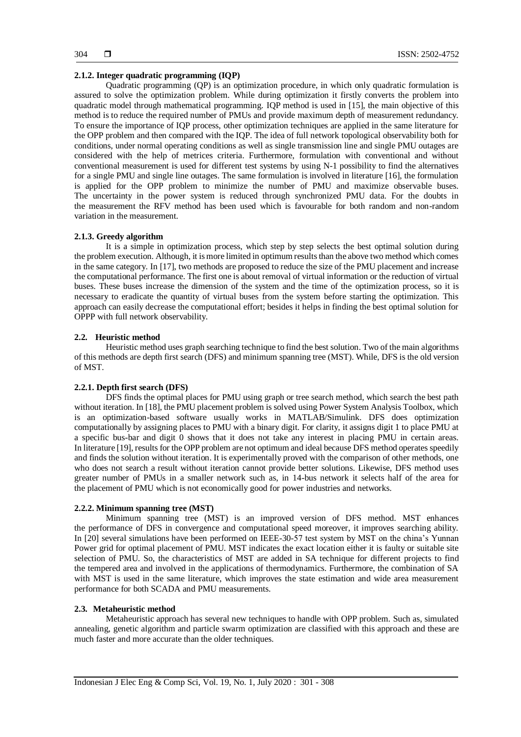#### 2.1.2. Integer quadratic programming (IQP)

Quadratic programming (QP) is an optimization procedure, in which only quadratic formulation is assured to solve the optimization problem. While during optimization it firstly converts the problem into quadratic model through mathematical programming. IQP method is used in [15], the main objective of this method is to reduce the required number of PMUs and provide maximum depth of measurement redundancy. To ensure the importance of IQP process, other optimization techniques are applied in the same literature for the OPP problem and then compared with the IQP. The idea of full network topological observability both for conditions, under normal operating conditions as well as single transmission line and single PMU outages are considered with the help of metrices criteria. Furthermore, formulation with conventional and without conventional measurement is used for different test systems by using N-1 possibility to find the alternatives for a single PMU and single line outages. The same formulation is involved in literature [16], the formulation is applied for the OPP problem to minimize the number of PMU and maximize observable buses. The uncertainty in the power system is reduced through synchronized PMU data. For the doubts in the measurement the RFV method has been used which is favourable for both random and non-random variation in the measurement.

#### 2.1.3. Greedy algorithm

It is a simple in optimization process, which step by step selects the best optimal solution during the problem execution. Although, it is more limited in optimum results than the above two method which comes in the same category. In [17], two methods are proposed to reduce the size of the PMU placement and increase the computational performance. The first one is about removal of virtual information or the reduction of virtual buses. These buses increase the dimension of the system and the time of the optimization process, so it is necessary to eradicate the quantity of virtual buses from the system before starting the optimization. This approach can easily decrease the computational effort; besides it helps in finding the best optimal solution for OPPP with full network observability.

### 2.2. Heuristic method

Heuristic method uses graph searching technique to find the best solution. Two of the main algorithms of this methods are depth first search (DFS) and minimum spanning tree (MST). While, DFS is the old version of MST.

#### 2.2.1. Depth first search (DFS)

DFS finds the optimal places for PMU using graph or tree search method, which search the best path without iteration. In [18], the PMU placement problem is solved using Power System Analysis Toolbox, which is an optimization-based software usually works in MATLAB/Simulink. DFS does optimization computationally by assigning places to PMU with a binary digit. For clarity, it assigns digit 1 to place PMU at a specific bus-bar and digit 0 shows that it does not take any interest in placing PMU in certain areas. In literature [19], results for the OPP problem are not optimum and ideal because DFS method operates speedily and finds the solution without iteration. It is experimentally proved with the comparison of other methods, one who does not search a result without iteration cannot provide better solutions. Likewise, DFS method uses greater number of PMUs in a smaller network such as, in 14-bus network it selects half of the area for the placement of PMU which is not economically good for power industries and networks.

#### 2.2.2. Minimum spanning tree (MST)

Minimum spanning tree (MST) is an improved version of DFS method. MST enhances the performance of DFS in convergence and computational speed moreover, it improves searching ability. In [20] several simulations have been performed on IEEE-30-57 test system by MST on the china's Yunnan Power grid for optimal placement of PMU. MST indicates the exact location either it is faulty or suitable site selection of PMU. So, the characteristics of MST are added in SA technique for different projects to find the tempered area and involved in the applications of thermodynamics. Furthermore, the combination of SA with MST is used in the same literature, which improves the state estimation and wide area measurement performance for both SCADA and PMU measurements.

### 2.3. Metaheuristic method

Metaheuristic approach has several new techniques to handle with OPP problem. Such as, simulated annealing, genetic algorithm and particle swarm optimization are classified with this approach and these are much faster and more accurate than the older techniques.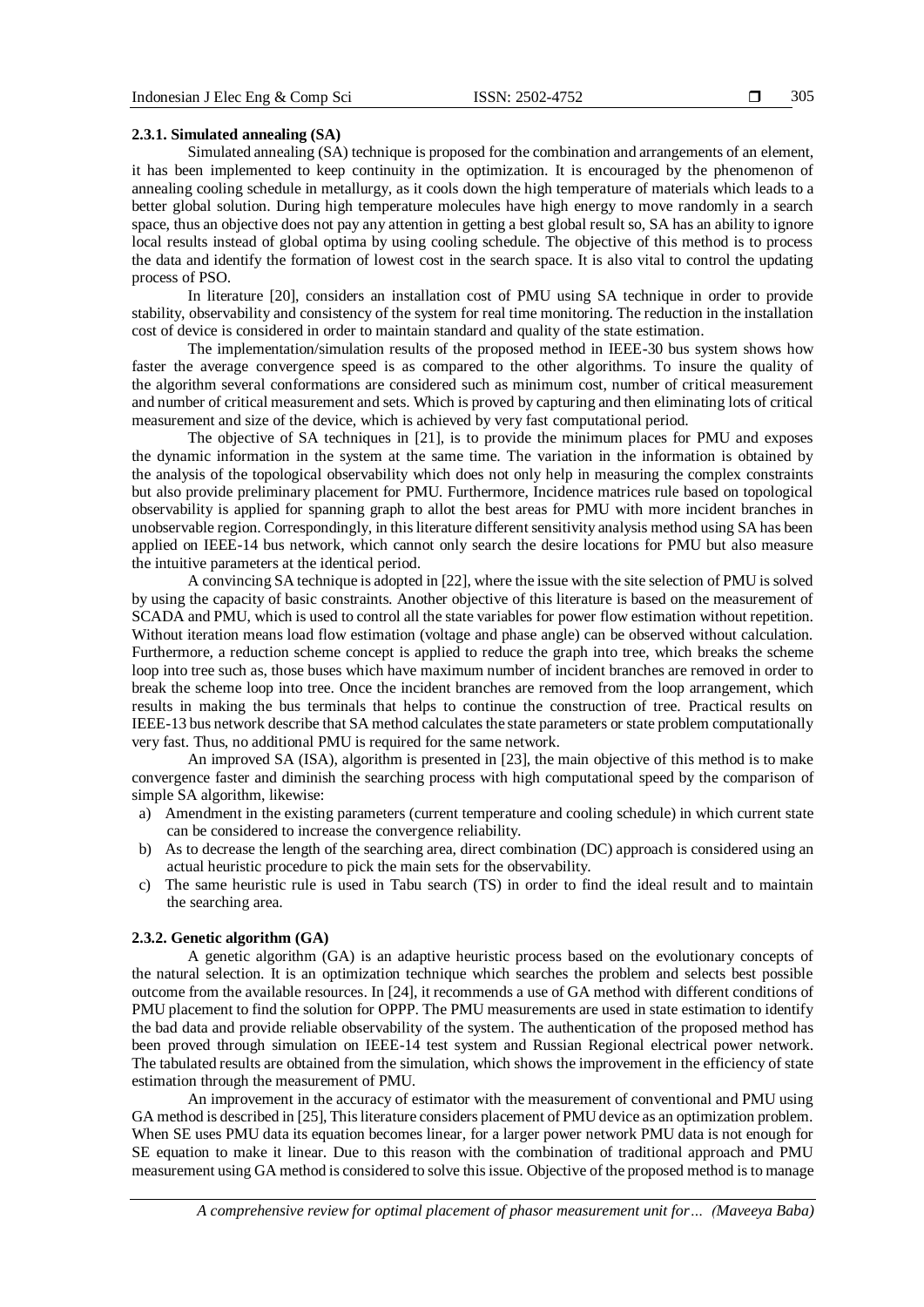#### 2.3.1. Simulated annealing (SA)

Simulated annealing (SA) technique is proposed for the combination and arrangements of an element, it has been implemented to keep continuity in the optimization. It is encouraged by the phenomenon of annealing cooling schedule in metallurgy, as it cools down the high temperature of materials which leads to a better global solution. During high temperature molecules have high energy to move randomly in a search space, thus an objective does not pay any attention in getting a best global result so, SA has an ability to ignore local results instead of global optima by using cooling schedule. The objective of this method is to process the data and identify the formation of lowest cost in the search space. It is also vital to control the updating process of PSO.

In literature [20], considers an installation cost of PMU using SA technique in order to provide stability, observability and consistency of the system for real time monitoring. The reduction in the installation cost of device is considered in order to maintain standard and quality of the state estimation.

The implementation/simulation results of the proposed method in IEEE-30 bus system shows how faster the average convergence speed is as compared to the other algorithms. To insure the quality of the algorithm several conformations are considered such as minimum cost, number of critical measurement and number of critical measurement and sets. Which is proved by capturing and then eliminating lots of critical measurement and size of the device, which is achieved by very fast computational period.

The objective of SA techniques in [21], is to provide the minimum places for PMU and exposes the dynamic information in the system at the same time. The variation in the information is obtained by the analysis of the topological observability which does not only help in measuring the complex constraints but also provide preliminary placement for PMU. Furthermore, Incidence matrices rule based on topological observability is applied for spanning graph to allot the best areas for PMU with more incident branches in unobservable region. Correspondingly, in this literature different sensitivity analysis method using SA has been applied on IEEE-14 bus network, which cannot only search the desire locations for PMU but also measure the intuitive parameters at the identical period.

A convincing SA technique is adopted in [22], where the issue with the site selection of PMU is solved by using the capacity of basic constraints. Another objective of this literature is based on the measurement of SCADA and PMU, which is used to control all the state variables for power flow estimation without repetition. Without iteration means load flow estimation (voltage and phase angle) can be observed without calculation. Furthermore, a reduction scheme concept is applied to reduce the graph into tree, which breaks the scheme loop into tree such as, those buses which have maximum number of incident branches are removed in order to break the scheme loop into tree. Once the incident branches are removed from the loop arrangement, which results in making the bus terminals that helps to continue the construction of tree. Practical results on IEEE-13 bus network describe that SA method calculates the state parameters or state problem computationally very fast. Thus, no additional PMU is required for the same network.

An improved SA (ISA), algorithm is presented in [23], the main objective of this method is to make convergence faster and diminish the searching process with high computational speed by the comparison of simple SA algorithm, likewise:

a) Amendment in the existing parameters (current temperature and cooling schedule) in which current state can be considered to increase the convergence reliability.
b) As to decrease the length of the searching area, direct combination (DC) approach is considered using an actual heuristic procedure to pick the main sets for the observability.
c) The same heuristic rule is used in Tabu search (TS) in order to find the ideal result and to maintain the searching area.

#### 2.3.2. Genetic algorithm (GA)

A genetic algorithm (GA) is an adaptive heuristic process based on the evolutionary concepts of the natural selection. It is an optimization technique which searches the problem and selects best possible outcome from the available resources. In [24], it recommends a use of GA method with different conditions of PMU placement to find the solution for OPPP. The PMU measurements are used in state estimation to identify the bad data and provide reliable observability of the system. The authentication of the proposed method has been proved through simulation on IEEE-14 test system and Russian Regional electrical power network. The tabulated results are obtained from the simulation, which shows the improvement in the efficiency of state estimation through the measurement of PMU.

An improvement in the accuracy of estimator with the measurement of conventional and PMU using GA method is described in [25], This literature considers placement of PMU device as an optimization problem. When SE uses PMU data its equation becomes linear, for a larger power network PMU data is not enough for SE equation to make it linear. Due to this reason with the combination of traditional approach and PMU measurement using GA method is considered to solve this issue. Objective of the proposed method is to manage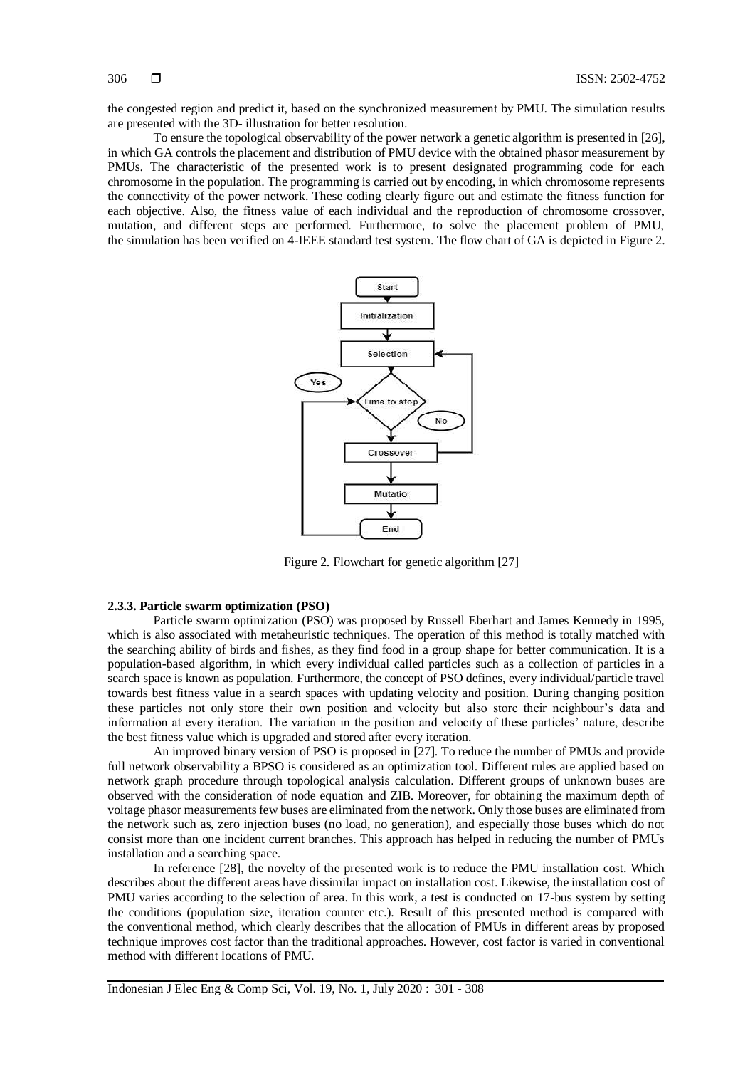the congested region and predict it, based on the synchronized measurement by PMU. The simulation results are presented with the 3D- illustration for better resolution.

To ensure the topological observability of the power network a genetic algorithm is presented in [26], in which GA controls the placement and distribution of PMU device with the obtained phasor measurement by PMUs. The characteristic of the presented work is to present designated programming code for each chromosome in the population. The programming is carried out by encoding, in which chromosome represents the connectivity of the power network. These coding clearly figure out and estimate the fitness function for each objective. Also, the fitness value of each individual and the reproduction of chromosome crossover, mutation, and different steps are performed. Furthermore, to solve the placement problem of PMU, the simulation has been verified on 4-IEEE standard test system. The flow chart of GA is depicted in Figure 2.

Figure 2. Flowchart for genetic algorithm [27]

### 2.3.3. Particle swarm optimization (PSO)

Particle swarm optimization (PSO) was proposed by Russell Eberhart and James Kennedy in 1995, which is also associated with metaheuristic techniques. The operation of this method is totally matched with the searching ability of birds and fishes, as they find food in a group shape for better communication. It is a population-based algorithm, in which every individual called particles such as a collection of particles in a search space is known as population. Furthermore, the concept of PSO defines, every individual/particle travel towards best fitness value in a search spaces with updating velocity and position. During changing position these particles not only store their own position and velocity but also store their neighbour's data and information at every iteration. The variation in the position and velocity of these particles' nature, describe the best fitness value which is upgraded and stored after every iteration.

An improved binary version of PSO is proposed in [27]. To reduce the number of PMUs and provide full network observability a BPSO is considered as an optimization tool. Different rules are applied based on network graph procedure through topological analysis calculation. Different groups of unknown buses are observed with the consideration of node equation and ZIB. Moreover, for obtaining the maximum depth of voltage phasor measurements few buses are eliminated from the network. Only those buses are eliminated from the network such as, zero injection buses (no load, no generation), and especially those buses which do not consist more than one incident current branches. This approach has helped in reducing the number of PMUs installation and a searching space.

In reference [28], the novelty of the presented work is to reduce the PMU installation cost. Which describes about the different areas have dissimilar impact on installation cost. Likewise, the installation cost of PMU varies according to the selection of area. In this work, a test is conducted on 17-bus system by setting the conditions (population size, iteration counter etc.). Result of this presented method is compared with the conventional method, which clearly describes that the allocation of PMUs in different areas by proposed technique improves cost factor than the traditional approaches. However, cost factor is varied in conventional method with different locations of PMU.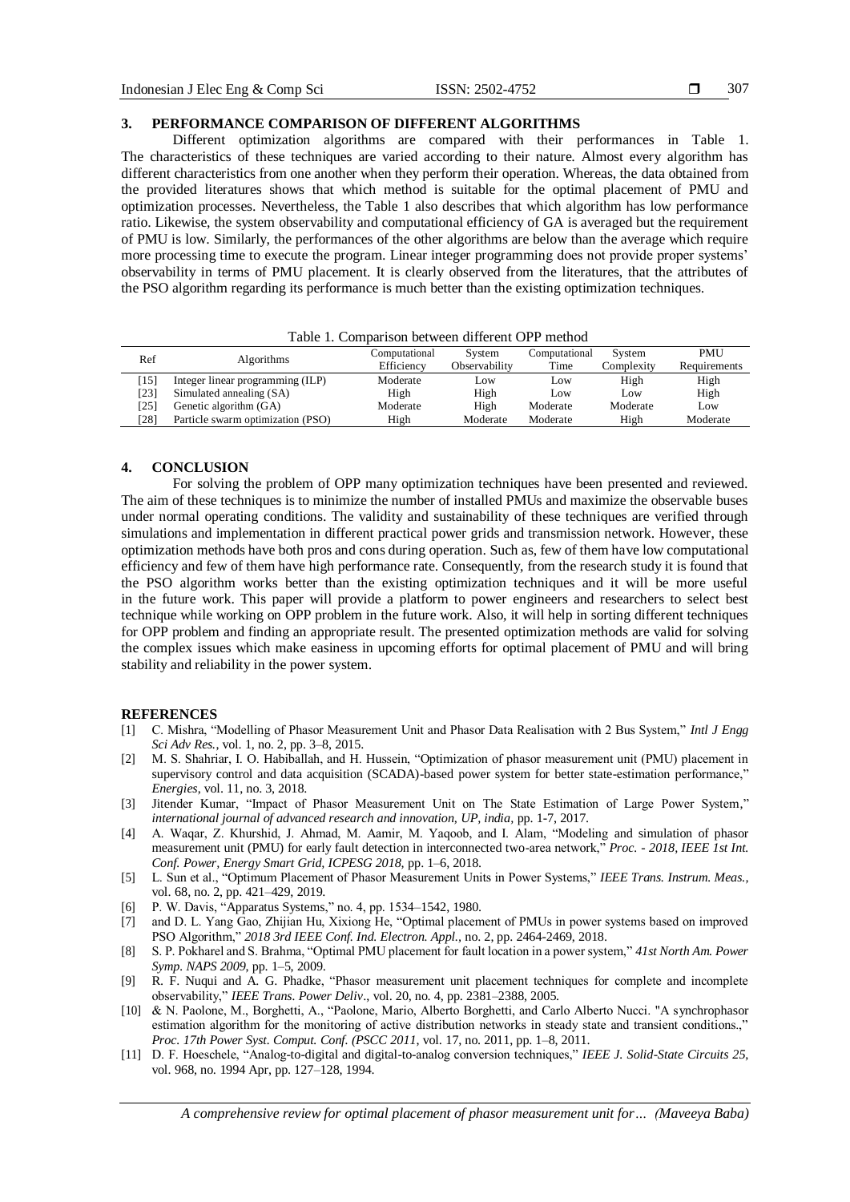## 3. PERFORMANCE COMPARISON OF DIFFERENT ALGORITHMS

Different optimization algorithms are compared with their performances in Table 1. The characteristics of these techniques are varied according to their nature. Almost every algorithm has different characteristics from one another when they perform their operation. Whereas, the data obtained from the provided literatures shows that which method is suitable for the optimal placement of PMU and optimization processes. Nevertheless, the Table 1 also describes that which algorithm has low performance ratio. Likewise, the system observability and computational efficiency of GA is averaged but the requirement of PMU is low. Similarly, the performances of the other algorithms are below than the average which require more processing time to execute the program. Linear integer programming does not provide proper systems' observability in terms of PMU placement. It is clearly observed from the literatures, that the attributes of the PSO algorithm regarding its performance is much better than the existing optimization techniques.

Table 1. Comparison between different OPP method

| Ref | Algorithms | Computational Efficiency | System Observability | Computational Time | System Complexity | PMU Requirements |
|---|---|---|---|---|---|---|
| [15] | Integer linear programming (ILP) | Moderate | Low | Low | High | High |
| [23] | Simulated annealing (SA) | High | High | Low | Low | High |
| [25] | Genetic algorithm (GA) | Moderate | High | Moderate | Moderate | Low |
| [28] | Particle swarm optimization (PSO) | High | Moderate | Moderate | High | Moderate |

## 4. CONCLUSION

For solving the problem of OPP many optimization techniques have been presented and reviewed. The aim of these techniques is to minimize the number of installed PMUs and maximize the observable buses under normal operating conditions. The validity and sustainability of these techniques are verified through simulations and implementation in different practical power grids and transmission network. However, these optimization methods have both pros and cons during operation. Such as, few of them have low computational efficiency and few of them have high performance rate. Consequently, from the research study it is found that the PSO algorithm works better than the existing optimization techniques and it will be more useful in the future work. This paper will provide a platform to power engineers and researchers to select best technique while working on OPP problem in the future work. Also, it will help in sorting different techniques for OPP problem and finding an appropriate result. The presented optimization methods are valid for solving the complex issues which make easiness in upcoming efforts for optimal placement of PMU and will bring stability and reliability in the power system.

## REFERENCES

[1] C. Mishra, "Modelling of Phasor Measurement Unit and Phasor Data Realisation with 2 Bus System," *Intl J Engg Sci Adv Res.*, vol. 1, no. 2, pp. 3–8, 2015.

[2] M. S. Shahriar, I. O. Habiballah, and H. Hussein, "Optimization of phasor measurement unit (PMU) placement in supervisory control and data acquisition (SCADA)-based power system for better state-estimation performance," *Energies*, vol. 11, no. 3, 2018.

[3] Jitender Kumar, "Impact of Phasor Measurement Unit on The State Estimation of Large Power System," *international journal of advanced research and innovation, UP, india*, pp. 1-7, 2017.

[4] A. Waqar, Z. Khurshid, J. Ahmad, M. Aamir, M. Yaqoob, and I. Alam, "Modeling and simulation of phasor measurement unit (PMU) for early fault detection in interconnected two-area network," *Proc. - 2018, IEEE 1st Int. Conf. Power, Energy Smart Grid, ICPESG 2018*, pp. 1–6, 2018.

[5] L. Sun et al., "Optimum Placement of Phasor Measurement Units in Power Systems," *IEEE Trans. Instrum. Meas.*, vol. 68, no. 2, pp. 421–429, 2019.

[6] P. W. Davis, "Apparatus Systems," no. 4, pp. 1534–1542, 1980.

[7] and D. L. Yang Gao, Zhijian Hu, Xixiong He, "Optimal placement of PMUs in power systems based on improved PSO Algorithm," *2018 3rd IEEE Conf. Ind. Electron. Appl.*, no. 2, pp. 2464-2469, 2018.

[8] S. P. Pokharel and S. Brahma, "Optimal PMU placement for fault location in a power system," *41st North Am. Power Symp. NAPS 2009*, pp. 1–5, 2009.

[9] R. F. Nuqui and A. G. Phadke, "Phasor measurement unit placement techniques for complete and incomplete observability," *IEEE Trans. Power Deliv*., vol. 20, no. 4, pp. 2381–2388, 2005.

[10] & N. Paolone, M., Borghetti, A., "Paolone, Mario, Alberto Borghetti, and Carlo Alberto Nucci. "A synchrophasor estimation algorithm for the monitoring of active distribution networks in steady state and transient conditions.," *Proc. 17th Power Syst. Comput. Conf. (PSCC 2011*, vol. 17, no. 2011, pp. 1–8, 2011.

[11] D. F. Hoeschele, "Analog-to-digital and digital-to-analog conversion techniques," *IEEE J. Solid-State Circuits 25*, vol. 968, no. 1994 Apr, pp. 127–128, 1994.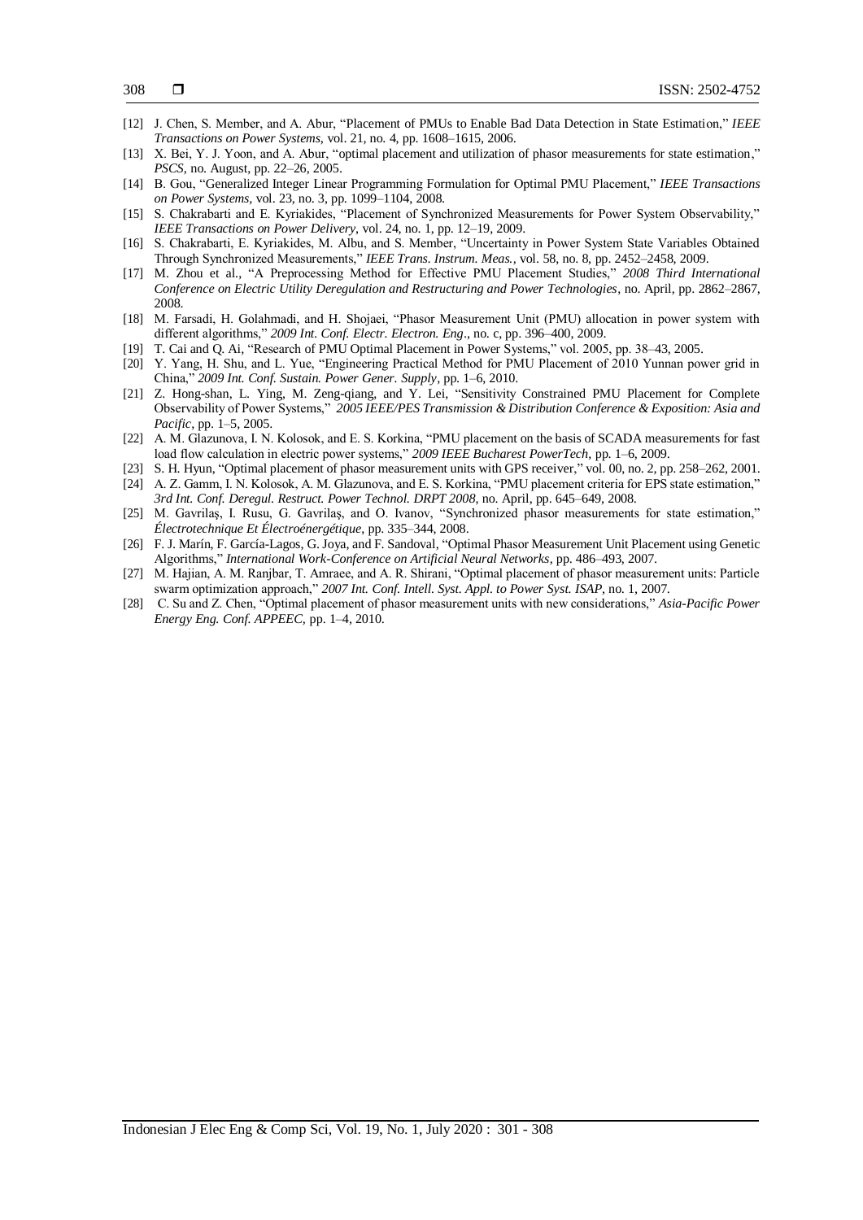[12] J. Chen, S. Member, and A. Abur, "Placement of PMUs to Enable Bad Data Detection in State Estimation," *IEEE Transactions on Power Systems*, vol. 21, no. 4, pp. 1608–1615, 2006.

[13] X. Bei, Y. J. Yoon, and A. Abur, "optimal placement and utilization of phasor measurements for state estimation," *PSCS*, no. August, pp. 22–26, 2005.

[14] B. Gou, "Generalized Integer Linear Programming Formulation for Optimal PMU Placement," *IEEE Transactions on Power Systems*, vol. 23, no. 3, pp. 1099–1104, 2008.

[15] S. Chakrabarti and E. Kyriakides, "Placement of Synchronized Measurements for Power System Observability," *IEEE Transactions on Power Delivery*, vol. 24, no. 1, pp. 12–19, 2009.

[16] S. Chakrabarti, E. Kyriakides, M. Albu, and S. Member, "Uncertainty in Power System State Variables Obtained Through Synchronized Measurements," *IEEE Trans. Instrum. Meas.*, vol. 58, no. 8, pp. 2452–2458, 2009.

[17] M. Zhou et al., "A Preprocessing Method for Effective PMU Placement Studies," *2008 Third International Conference on Electric Utility Deregulation and Restructuring and Power Technologies*, no. April, pp. 2862–2867, 2008.

[18] M. Farsadi, H. Golahmadi, and H. Shojaei, "Phasor Measurement Unit (PMU) allocation in power system with different algorithms," *2009 Int. Conf. Electr. Electron. Eng*., no. c, pp. 396–400, 2009.

[19] T. Cai and Q. Ai, "Research of PMU Optimal Placement in Power Systems," vol. 2005, pp. 38–43, 2005.

[20] Y. Yang, H. Shu, and L. Yue, "Engineering Practical Method for PMU Placement of 2010 Yunnan power grid in China," *2009 Int. Conf. Sustain. Power Gener. Supply*, pp. 1–6, 2010.

[21] Z. Hong-shan, L. Ying, M. Zeng-qiang, and Y. Lei, "Sensitivity Constrained PMU Placement for Complete Observability of Power Systems," *2005 IEEE/PES Transmission & Distribution Conference & Exposition: Asia and Pacific*, pp. 1–5, 2005.

[22] A. M. Glazunova, I. N. Kolosok, and E. S. Korkina, "PMU placement on the basis of SCADA measurements for fast load flow calculation in electric power systems," *2009 IEEE Bucharest PowerTech*, pp. 1–6, 2009.

[23] S. H. Hyun, "Optimal placement of phasor measurement units with GPS receiver," vol. 00, no. 2, pp. 258–262, 2001.

[24] A. Z. Gamm, I. N. Kolosok, A. M. Glazunova, and E. S. Korkina, "PMU placement criteria for EPS state estimation," *3rd Int. Conf. Deregul. Restruct. Power Technol. DRPT 2008*, no. April, pp. 645–649, 2008.

[25] M. Gavrilaş, I. Rusu, G. Gavrilaş, and O. Ivanov, "Synchronized phasor measurements for state estimation," *Électrotechnique Et Électroénergétique*, pp. 335–344, 2008.

[26] F. J. Marín, F. García-Lagos, G. Joya, and F. Sandoval, "Optimal Phasor Measurement Unit Placement using Genetic Algorithms," *International Work-Conference on Artificial Neural Networks*, pp. 486–493, 2007.

[27] M. Hajian, A. M. Ranjbar, T. Amraee, and A. R. Shirani, "Optimal placement of phasor measurement units: Particle swarm optimization approach," *2007 Int. Conf. Intell. Syst. Appl. to Power Syst. ISAP*, no. 1, 2007.

[28] C. Su and Z. Chen, "Optimal placement of phasor measurement units with new considerations," *Asia-Pacific Power Energy Eng. Conf. APPEEC*, pp. 1–4, 2010.